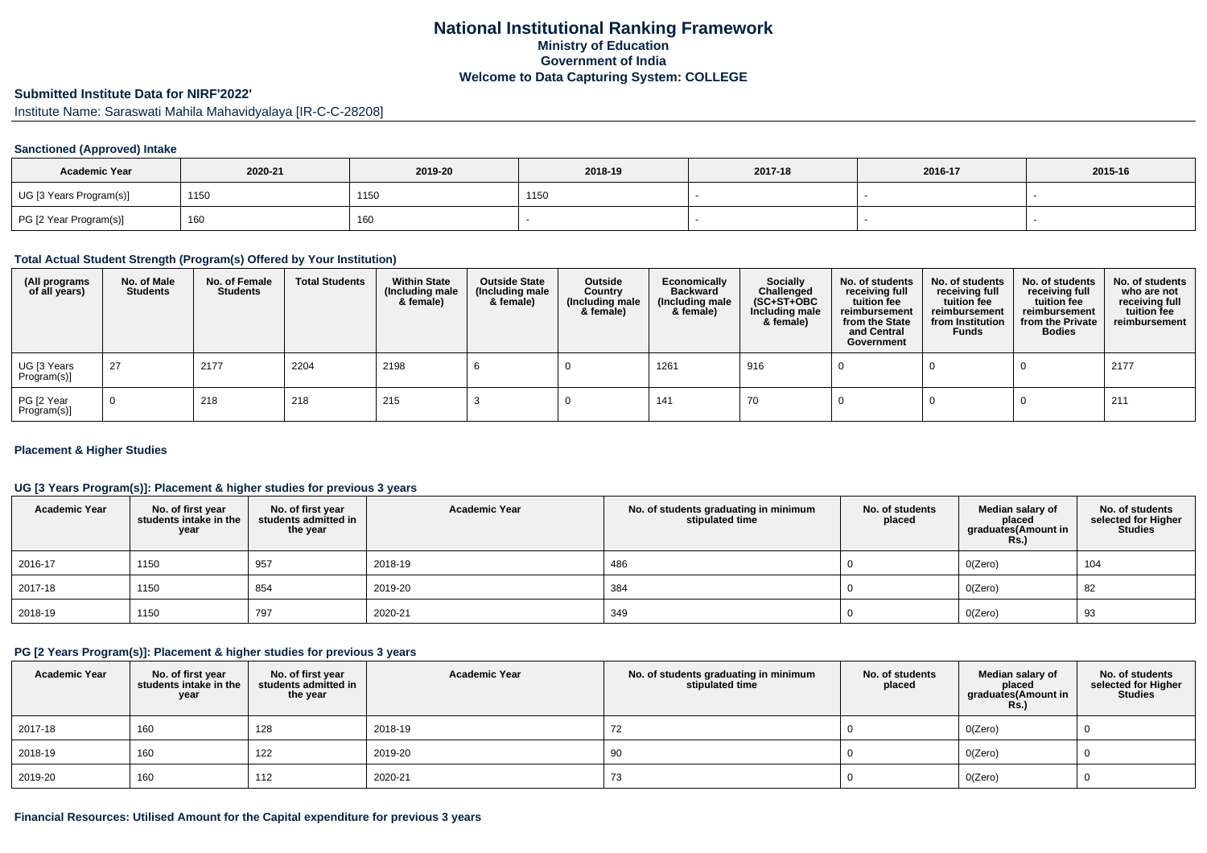# National Institutional Ranking Framework
## Ministry of Education
## Government of India
## Welcome to Data Capturing System: COLLEGE

### Submitted Institute Data for NIRF'2022'

Institute Name: Saraswati Mahila Mahavidyalaya [IR-C-C-28208]

#### Sanctioned (Approved) Intake

| Academic Year | 2020-21 | 2019-20 | 2018-19 | 2017-18 | 2016-17 | 2015-16 |
|---|---|---|---|---|---|---|
| UG [3 Years Program(s)] | 1150 | 1150 | 1150 | - | - | - |
| PG [2 Year Program(s)] | 160 | 160 | - | - | - | - |

#### Total Actual Student Strength (Program(s) Offered by Your Institution)

| (All programs of all years) | No. of Male Students | No. of Female Students | Total Students | Within State (Including male & female) | Outside State (Including male & female) | Outside Country (Including male & female) | Economically Backward (Including male & female) | Socially Challenged (SC+ST+OBC Including male & female) | No. of students receiving full tuition fee reimbursement from the State and Central Government | No. of students receiving full tuition fee reimbursement from Institution Funds | No. of students receiving full tuition fee reimbursement from the Private Bodies | No. of students who are not receiving full tuition fee reimbursement |
|---|---|---|---|---|---|---|---|---|---|---|---|---|
| UG [3 Years Program(s)] | 27 | 2177 | 2204 | 2198 | 6 | 0 | 1261 | 916 | 0 | 0 | 0 | 2177 |
| PG [2 Year Program(s)] | 0 | 218 | 218 | 215 | 3 | 0 | 141 | 70 | 0 | 0 | 0 | 211 |

#### Placement & Higher Studies

#### UG [3 Years Program(s)]: Placement & higher studies for previous 3 years

| Academic Year | No. of first year students intake in the year | No. of first year students admitted in the year | Academic Year | No. of students graduating in minimum stipulated time | No. of students placed | Median salary of placed graduates(Amount in Rs.) | No. of students selected for Higher Studies |
|---|---|---|---|---|---|---|---|
| 2016-17 | 1150 | 957 | 2018-19 | 486 | 0 | 0(Zero) | 104 |
| 2017-18 | 1150 | 854 | 2019-20 | 384 | 0 | 0(Zero) | 82 |
| 2018-19 | 1150 | 797 | 2020-21 | 349 | 0 | 0(Zero) | 93 |

#### PG [2 Years Program(s)]: Placement & higher studies for previous 3 years

| Academic Year | No. of first year students intake in the year | No. of first year students admitted in the year | Academic Year | No. of students graduating in minimum stipulated time | No. of students placed | Median salary of placed graduates(Amount in Rs.) | No. of students selected for Higher Studies |
|---|---|---|---|---|---|---|---|
| 2017-18 | 160 | 128 | 2018-19 | 72 | 0 | 0(Zero) | 0 |
| 2018-19 | 160 | 122 | 2019-20 | 90 | 0 | 0(Zero) | 0 |
| 2019-20 | 160 | 112 | 2020-21 | 73 | 0 | 0(Zero) | 0 |

#### Financial Resources: Utilised Amount for the Capital expenditure for previous 3 years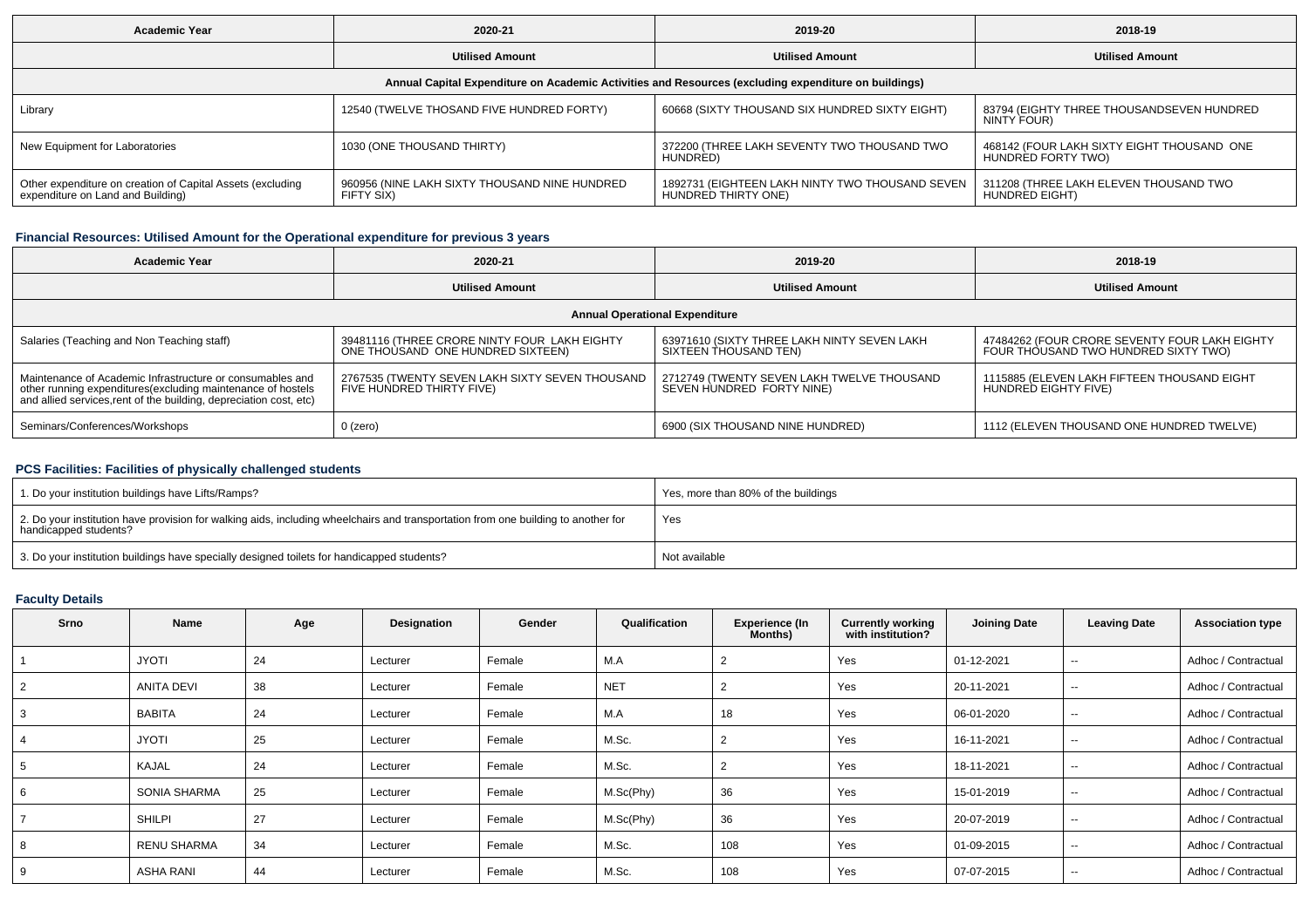| Academic Year | 2020-21 | 2019-20 | 2018-19 |
|---|---|---|---|
| | Utilised Amount | Utilised Amount | Utilised Amount |
| Annual Capital Expenditure on Academic Activities and Resources (excluding expenditure on buildings) | | | |
| Library | 12540 (TWELVE THOSAND FIVE HUNDRED FORTY) | 60668 (SIXTY THOUSAND SIX HUNDRED SIXTY EIGHT) | 83794 (EIGHTY THREE THOUSANDSEVEN HUNDRED NINTY FOUR) |
| New Equipment for Laboratories | 1030 (ONE THOUSAND THIRTY) | 372200 (THREE LAKH SEVENTY TWO THOUSAND TWO HUNDRED) | 468142 (FOUR LAKH SIXTY EIGHT THOUSAND ONE HUNDRED FORTY TWO) |
| Other expenditure on creation of Capital Assets (excluding expenditure on Land and Building) | 960956 (NINE LAKH SIXTY THOUSAND NINE HUNDRED FIFTY SIX) | 1892731 (EIGHTEEN LAKH NINTY TWO THOUSAND SEVEN HUNDRED THIRTY ONE) | 311208 (THREE LAKH ELEVEN THOUSAND TWO HUNDRED EIGHT) |

### Financial Resources: Utilised Amount for the Operational expenditure for previous 3 years

| Academic Year | 2020-21 | 2019-20 | 2018-19 |
|---|---|---|---|
| | Utilised Amount | Utilised Amount | Utilised Amount |
| Annual Operational Expenditure | | | |
| Salaries (Teaching and Non Teaching staff) | 39481116 (THREE CRORE NINTY FOUR LAKH EIGHTY ONE THOUSAND ONE HUNDRED SIXTEEN) | 63971610 (SIXTY THREE LAKH NINTY SEVEN LAKH SIXTEEN THOUSAND TEN) | 47484262 (FOUR CRORE SEVENTY FOUR LAKH EIGHTY FOUR THOUSAND TWO HUNDRED SIXTY TWO) |
| Maintenance of Academic Infrastructure or consumables and other running expenditures(excluding maintenance of hostels and allied services,rent of the building, depreciation cost, etc) | 2767535 (TWENTY SEVEN LAKH SIXTY SEVEN THOUSAND FIVE HUNDRED THIRTY FIVE) | 2712749 (TWENTY SEVEN LAKH TWELVE THOUSAND SEVEN HUNDRED FORTY NINE) | 1115885 (ELEVEN LAKH FIFTEEN THOUSAND EIGHT HUNDRED EIGHTY FIVE) |
| Seminars/Conferences/Workshops | 0 (zero) | 6900 (SIX THOUSAND NINE HUNDRED) | 1112 (ELEVEN THOUSAND ONE HUNDRED TWELVE) |

### PCS Facilities: Facilities of physically challenged students

| | |
|---|---|
| 1. Do your institution buildings have Lifts/Ramps? | Yes, more than 80% of the buildings |
| 2. Do your institution have provision for walking aids, including wheelchairs and transportation from one building to another for handicapped students? | Yes |
| 3. Do your institution buildings have specially designed toilets for handicapped students? | Not available |

### Faculty Details

| Srno | Name | Age | Designation | Gender | Qualification | Experience (In Months) | Currently working with institution? | Joining Date | Leaving Date | Association type |
|---|---|---|---|---|---|---|---|---|---|---|
| 1 | JYOTI | 24 | Lecturer | Female | M.A | 2 | Yes | 01-12-2021 | -- | Adhoc / Contractual |
| 2 | ANITA DEVI | 38 | Lecturer | Female | NET | 2 | Yes | 20-11-2021 | -- | Adhoc / Contractual |
| 3 | BABITA | 24 | Lecturer | Female | M.A | 18 | Yes | 06-01-2020 | -- | Adhoc / Contractual |
| 4 | JYOTI | 25 | Lecturer | Female | M.Sc. | 2 | Yes | 16-11-2021 | -- | Adhoc / Contractual |
| 5 | KAJAL | 24 | Lecturer | Female | M.Sc. | 2 | Yes | 18-11-2021 | -- | Adhoc / Contractual |
| 6 | SONIA SHARMA | 25 | Lecturer | Female | M.Sc(Phy) | 36 | Yes | 15-01-2019 | -- | Adhoc / Contractual |
| 7 | SHILPI | 27 | Lecturer | Female | M.Sc(Phy) | 36 | Yes | 20-07-2019 | -- | Adhoc / Contractual |
| 8 | RENU SHARMA | 34 | Lecturer | Female | M.Sc. | 108 | Yes | 01-09-2015 | -- | Adhoc / Contractual |
| 9 | ASHA RANI | 44 | Lecturer | Female | M.Sc. | 108 | Yes | 07-07-2015 | -- | Adhoc / Contractual |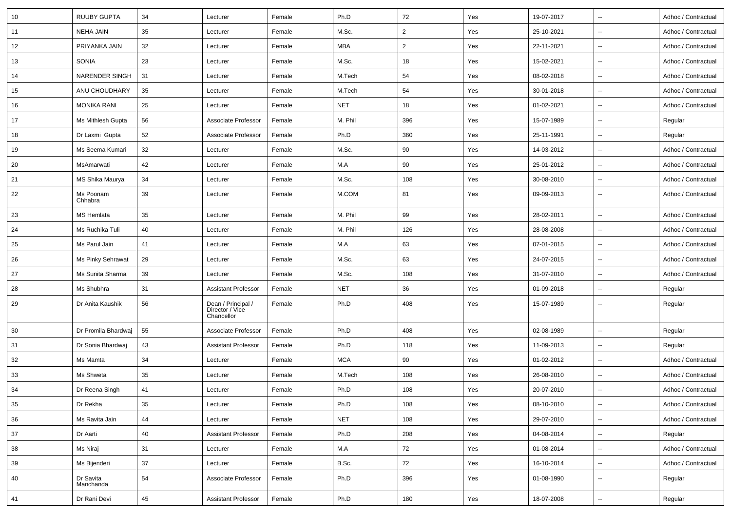| 10 | RUUBY GUPTA | 34 | Lecturer | Female | Ph.D | 72 | Yes | 19-07-2017 | -- | Adhoc / Contractual |
|---|---|---|---|---|---|---|---|---|---|---|
| 11 | NEHA JAIN | 35 | Lecturer | Female | M.Sc. | 2 | Yes | 25-10-2021 | -- | Adhoc / Contractual |
| 12 | PRIYANKA JAIN | 32 | Lecturer | Female | MBA | 2 | Yes | 22-11-2021 | -- | Adhoc / Contractual |
| 13 | SONIA | 23 | Lecturer | Female | M.Sc. | 18 | Yes | 15-02-2021 | -- | Adhoc / Contractual |
| 14 | NARENDER SINGH | 31 | Lecturer | Female | M.Tech | 54 | Yes | 08-02-2018 | -- | Adhoc / Contractual |
| 15 | ANU CHOUDHARY | 35 | Lecturer | Female | M.Tech | 54 | Yes | 30-01-2018 | -- | Adhoc / Contractual |
| 16 | MONIKA RANI | 25 | Lecturer | Female | NET | 18 | Yes | 01-02-2021 | -- | Adhoc / Contractual |
| 17 | Ms Mithlesh Gupta | 56 | Associate Professor | Female | M. Phil | 396 | Yes | 15-07-1989 | -- | Regular |
| 18 | Dr Laxmi Gupta | 52 | Associate Professor | Female | Ph.D | 360 | Yes | 25-11-1991 | -- | Regular |
| 19 | Ms Seema Kumari | 32 | Lecturer | Female | M.Sc. | 90 | Yes | 14-03-2012 | -- | Adhoc / Contractual |
| 20 | MsAmarwati | 42 | Lecturer | Female | M.A | 90 | Yes | 25-01-2012 | -- | Adhoc / Contractual |
| 21 | MS Shika Maurya | 34 | Lecturer | Female | M.Sc. | 108 | Yes | 30-08-2010 | -- | Adhoc / Contractual |
| 22 | Ms Poonam Chhabra | 39 | Lecturer | Female | M.COM | 81 | Yes | 09-09-2013 | -- | Adhoc / Contractual |
| 23 | MS Hemlata | 35 | Lecturer | Female | M. Phil | 99 | Yes | 28-02-2011 | -- | Adhoc / Contractual |
| 24 | Ms Ruchika Tuli | 40 | Lecturer | Female | M. Phil | 126 | Yes | 28-08-2008 | -- | Adhoc / Contractual |
| 25 | Ms Parul Jain | 41 | Lecturer | Female | M.A | 63 | Yes | 07-01-2015 | -- | Adhoc / Contractual |
| 26 | Ms Pinky Sehrawat | 29 | Lecturer | Female | M.Sc. | 63 | Yes | 24-07-2015 | -- | Adhoc / Contractual |
| 27 | Ms Sunita Sharma | 39 | Lecturer | Female | M.Sc. | 108 | Yes | 31-07-2010 | -- | Adhoc / Contractual |
| 28 | Ms Shubhra | 31 | Assistant Professor | Female | NET | 36 | Yes | 01-09-2018 | -- | Regular |
| 29 | Dr Anita Kaushik | 56 | Dean / Principal / Director / Vice Chancellor | Female | Ph.D | 408 | Yes | 15-07-1989 | -- | Regular |
| 30 | Dr Promila Bhardwaj | 55 | Associate Professor | Female | Ph.D | 408 | Yes | 02-08-1989 | -- | Regular |
| 31 | Dr Sonia Bhardwaj | 43 | Assistant Professor | Female | Ph.D | 118 | Yes | 11-09-2013 | -- | Regular |
| 32 | Ms Mamta | 34 | Lecturer | Female | MCA | 90 | Yes | 01-02-2012 | -- | Adhoc / Contractual |
| 33 | Ms Shweta | 35 | Lecturer | Female | M.Tech | 108 | Yes | 26-08-2010 | -- | Adhoc / Contractual |
| 34 | Dr Reena Singh | 41 | Lecturer | Female | Ph.D | 108 | Yes | 20-07-2010 | -- | Adhoc / Contractual |
| 35 | Dr Rekha | 35 | Lecturer | Female | Ph.D | 108 | Yes | 08-10-2010 | -- | Adhoc / Contractual |
| 36 | Ms Ravita Jain | 44 | Lecturer | Female | NET | 108 | Yes | 29-07-2010 | -- | Adhoc / Contractual |
| 37 | Dr Aarti | 40 | Assistant Professor | Female | Ph.D | 208 | Yes | 04-08-2014 | -- | Regular |
| 38 | Ms Niraj | 31 | Lecturer | Female | M.A | 72 | Yes | 01-08-2014 | -- | Adhoc / Contractual |
| 39 | Ms Bijenderi | 37 | Lecturer | Female | B.Sc. | 72 | Yes | 16-10-2014 | -- | Adhoc / Contractual |
| 40 | Dr Savita Manchanda | 54 | Associate Professor | Female | Ph.D | 396 | Yes | 01-08-1990 | -- | Regular |
| 41 | Dr Rani Devi | 45 | Assistant Professor | Female | Ph.D | 180 | Yes | 18-07-2008 | -- | Regular |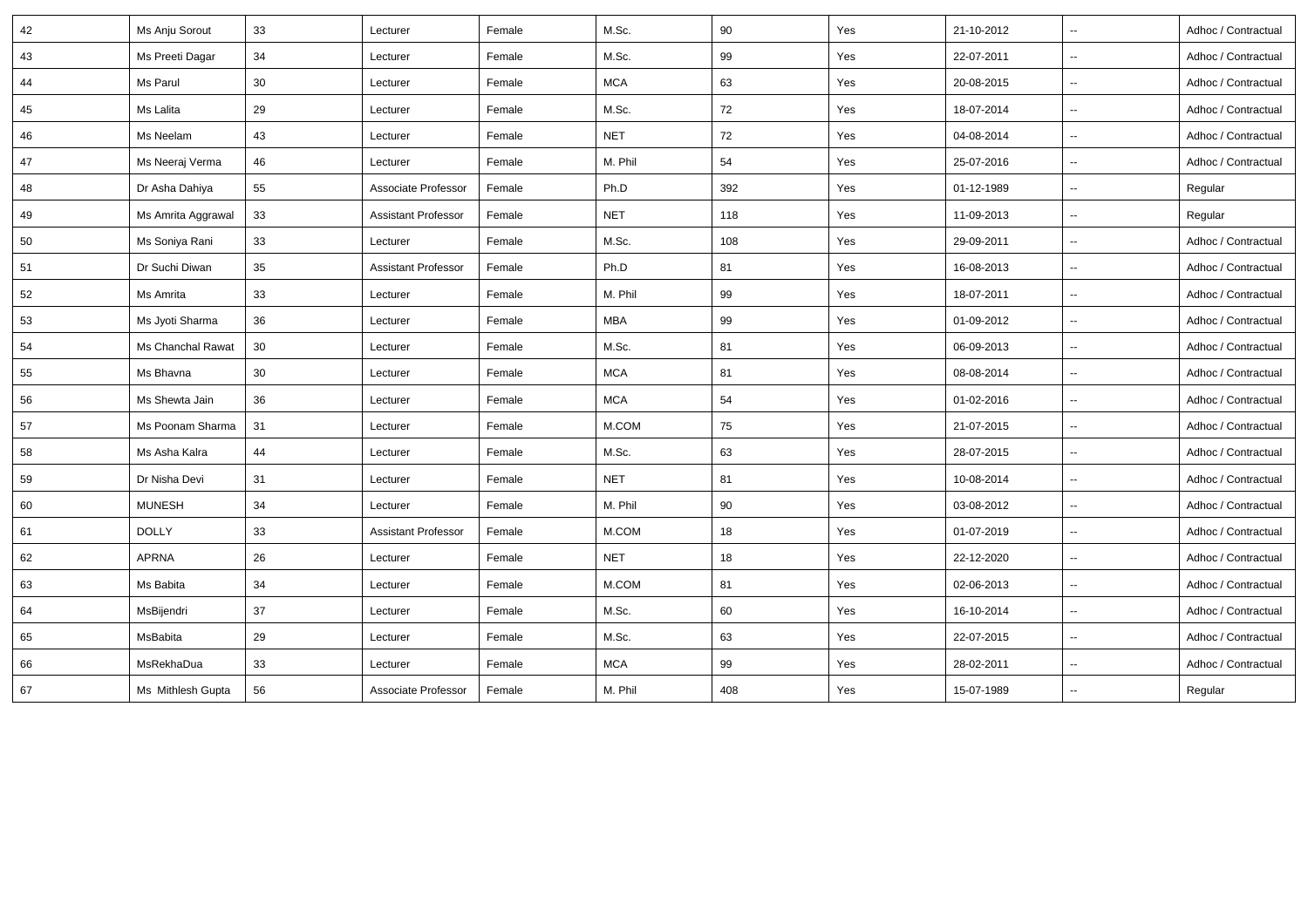| | | | | | | | | | | |
|---|---|---|---|---|---|---|---|---|---|---|
| 42 | Ms Anju Sorout | 33 | Lecturer | Female | M.Sc. | 90 | Yes | 21-10-2012 | -- | Adhoc / Contractual |
| 43 | Ms Preeti Dagar | 34 | Lecturer | Female | M.Sc. | 99 | Yes | 22-07-2011 | -- | Adhoc / Contractual |
| 44 | Ms Parul | 30 | Lecturer | Female | MCA | 63 | Yes | 20-08-2015 | -- | Adhoc / Contractual |
| 45 | Ms Lalita | 29 | Lecturer | Female | M.Sc. | 72 | Yes | 18-07-2014 | -- | Adhoc / Contractual |
| 46 | Ms Neelam | 43 | Lecturer | Female | NET | 72 | Yes | 04-08-2014 | -- | Adhoc / Contractual |
| 47 | Ms Neeraj Verma | 46 | Lecturer | Female | M. Phil | 54 | Yes | 25-07-2016 | -- | Adhoc / Contractual |
| 48 | Dr Asha Dahiya | 55 | Associate Professor | Female | Ph.D | 392 | Yes | 01-12-1989 | -- | Regular |
| 49 | Ms Amrita Aggrawal | 33 | Assistant Professor | Female | NET | 118 | Yes | 11-09-2013 | -- | Regular |
| 50 | Ms Soniya Rani | 33 | Lecturer | Female | M.Sc. | 108 | Yes | 29-09-2011 | -- | Adhoc / Contractual |
| 51 | Dr Suchi Diwan | 35 | Assistant Professor | Female | Ph.D | 81 | Yes | 16-08-2013 | -- | Adhoc / Contractual |
| 52 | Ms Amrita | 33 | Lecturer | Female | M. Phil | 99 | Yes | 18-07-2011 | -- | Adhoc / Contractual |
| 53 | Ms Jyoti Sharma | 36 | Lecturer | Female | MBA | 99 | Yes | 01-09-2012 | -- | Adhoc / Contractual |
| 54 | Ms Chanchal Rawat | 30 | Lecturer | Female | M.Sc. | 81 | Yes | 06-09-2013 | -- | Adhoc / Contractual |
| 55 | Ms Bhavna | 30 | Lecturer | Female | MCA | 81 | Yes | 08-08-2014 | -- | Adhoc / Contractual |
| 56 | Ms Shewta Jain | 36 | Lecturer | Female | MCA | 54 | Yes | 01-02-2016 | -- | Adhoc / Contractual |
| 57 | Ms Poonam Sharma | 31 | Lecturer | Female | M.COM | 75 | Yes | 21-07-2015 | -- | Adhoc / Contractual |
| 58 | Ms Asha Kalra | 44 | Lecturer | Female | M.Sc. | 63 | Yes | 28-07-2015 | -- | Adhoc / Contractual |
| 59 | Dr Nisha Devi | 31 | Lecturer | Female | NET | 81 | Yes | 10-08-2014 | -- | Adhoc / Contractual |
| 60 | MUNESH | 34 | Lecturer | Female | M. Phil | 90 | Yes | 03-08-2012 | -- | Adhoc / Contractual |
| 61 | DOLLY | 33 | Assistant Professor | Female | M.COM | 18 | Yes | 01-07-2019 | -- | Adhoc / Contractual |
| 62 | APRNA | 26 | Lecturer | Female | NET | 18 | Yes | 22-12-2020 | -- | Adhoc / Contractual |
| 63 | Ms Babita | 34 | Lecturer | Female | M.COM | 81 | Yes | 02-06-2013 | -- | Adhoc / Contractual |
| 64 | MsBijendri | 37 | Lecturer | Female | M.Sc. | 60 | Yes | 16-10-2014 | -- | Adhoc / Contractual |
| 65 | MsBabita | 29 | Lecturer | Female | M.Sc. | 63 | Yes | 22-07-2015 | -- | Adhoc / Contractual |
| 66 | MsRekhaDua | 33 | Lecturer | Female | MCA | 99 | Yes | 28-02-2011 | -- | Adhoc / Contractual |
| 67 | Ms Mithlesh Gupta | 56 | Associate Professor | Female | M. Phil | 408 | Yes | 15-07-1989 | -- | Regular |